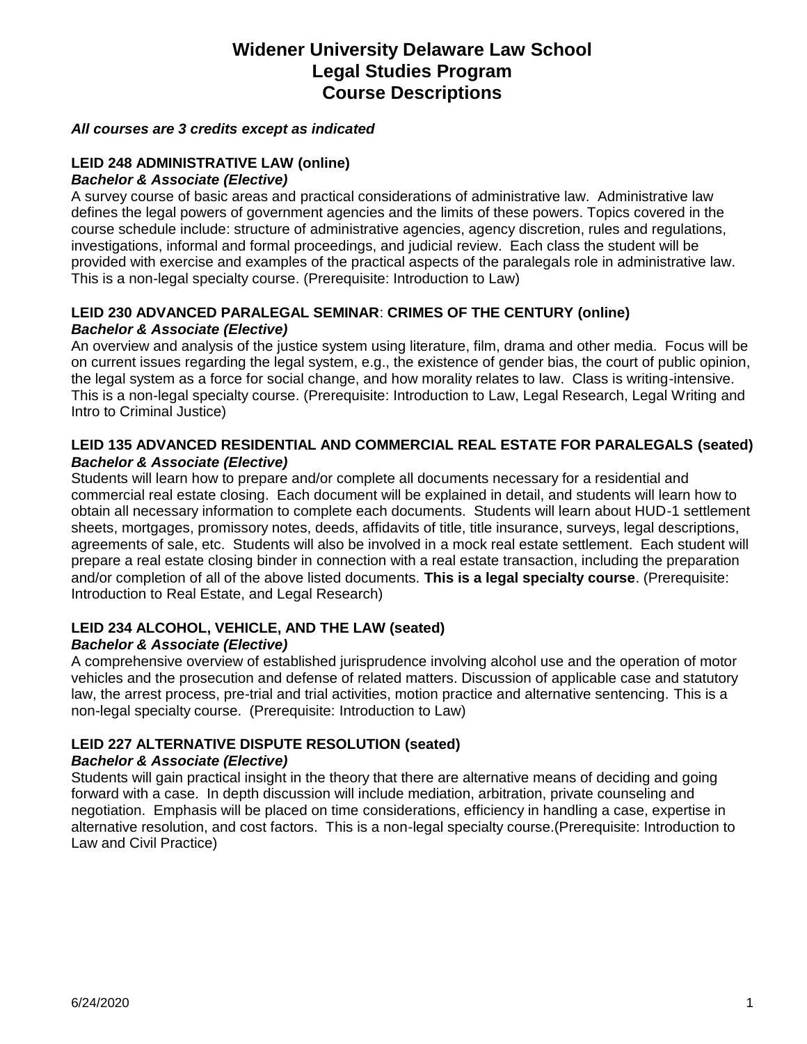# Widener University Delaware Law School
# Legal Studies Program
# Course Descriptions

***All courses are 3 credits except as indicated***

### LEID 248 ADMINISTRATIVE LAW (online)
***Bachelor & Associate (Elective)***

A survey course of basic areas and practical considerations of administrative law. Administrative law defines the legal powers of government agencies and the limits of these powers. Topics covered in the course schedule include: structure of administrative agencies, agency discretion, rules and regulations, investigations, informal and formal proceedings, and judicial review. Each class the student will be provided with exercise and examples of the practical aspects of the paralegals role in administrative law. This is a non-legal specialty course. (Prerequisite: Introduction to Law)

### LEID 230 ADVANCED PARALEGAL SEMINAR: CRIMES OF THE CENTURY (online)
***Bachelor & Associate (Elective)***

An overview and analysis of the justice system using literature, film, drama and other media. Focus will be on current issues regarding the legal system, e.g., the existence of gender bias, the court of public opinion, the legal system as a force for social change, and how morality relates to law. Class is writing-intensive. This is a non-legal specialty course. (Prerequisite: Introduction to Law, Legal Research, Legal Writing and Intro to Criminal Justice)

### LEID 135 ADVANCED RESIDENTIAL AND COMMERCIAL REAL ESTATE FOR PARALEGALS (seated)
***Bachelor & Associate (Elective)***

Students will learn how to prepare and/or complete all documents necessary for a residential and commercial real estate closing. Each document will be explained in detail, and students will learn how to obtain all necessary information to complete each documents. Students will learn about HUD-1 settlement sheets, mortgages, promissory notes, deeds, affidavits of title, title insurance, surveys, legal descriptions, agreements of sale, etc. Students will also be involved in a mock real estate settlement. Each student will prepare a real estate closing binder in connection with a real estate transaction, including the preparation and/or completion of all of the above listed documents. **This is a legal specialty course**. (Prerequisite: Introduction to Real Estate, and Legal Research)

### LEID 234 ALCOHOL, VEHICLE, AND THE LAW (seated)
***Bachelor & Associate (Elective)***

A comprehensive overview of established jurisprudence involving alcohol use and the operation of motor vehicles and the prosecution and defense of related matters. Discussion of applicable case and statutory law, the arrest process, pre-trial and trial activities, motion practice and alternative sentencing. This is a non-legal specialty course. (Prerequisite: Introduction to Law)

### LEID 227 ALTERNATIVE DISPUTE RESOLUTION (seated)
***Bachelor & Associate (Elective)***

Students will gain practical insight in the theory that there are alternative means of deciding and going forward with a case. In depth discussion will include mediation, arbitration, private counseling and negotiation. Emphasis will be placed on time considerations, efficiency in handling a case, expertise in alternative resolution, and cost factors. This is a non-legal specialty course.(Prerequisite: Introduction to Law and Civil Practice)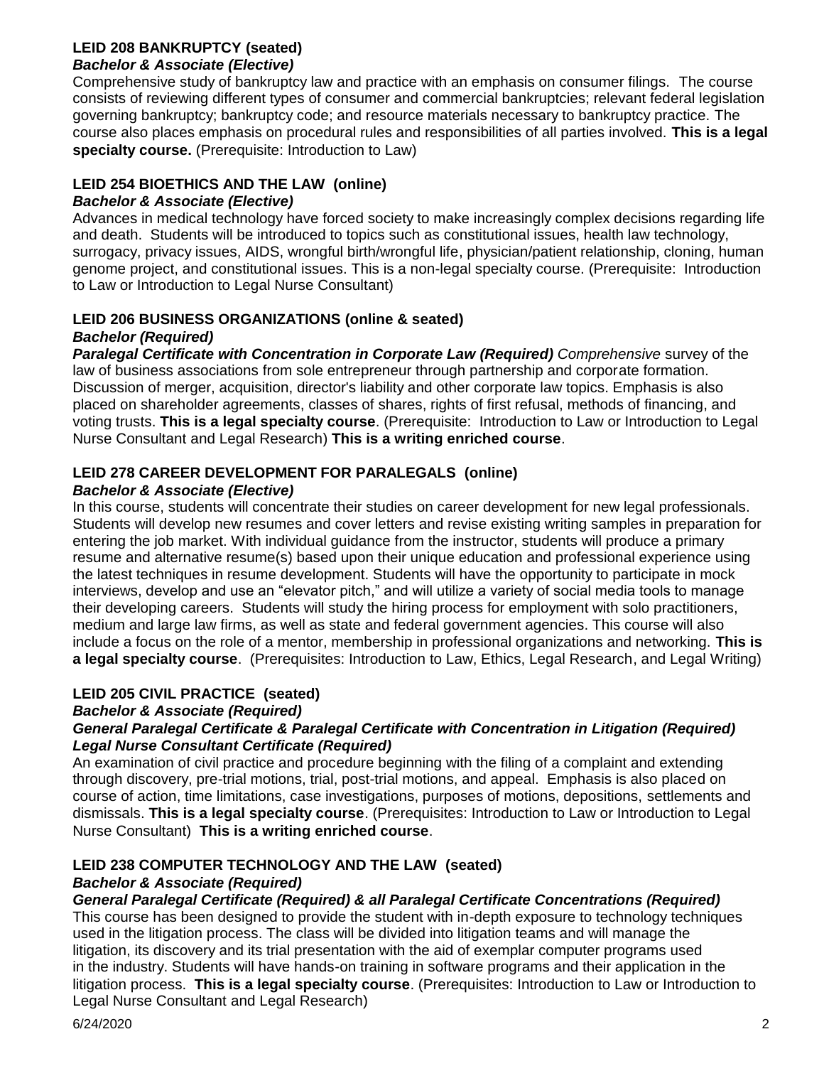### LEID 208 BANKRUPTCY (seated)

***Bachelor & Associate (Elective)***

Comprehensive study of bankruptcy law and practice with an emphasis on consumer filings. The course consists of reviewing different types of consumer and commercial bankruptcies; relevant federal legislation governing bankruptcy; bankruptcy code; and resource materials necessary to bankruptcy practice. The course also places emphasis on procedural rules and responsibilities of all parties involved. **This is a legal specialty course.** (Prerequisite: Introduction to Law)

### LEID 254 BIOETHICS AND THE LAW (online)

***Bachelor & Associate (Elective)***

Advances in medical technology have forced society to make increasingly complex decisions regarding life and death. Students will be introduced to topics such as constitutional issues, health law technology, surrogacy, privacy issues, AIDS, wrongful birth/wrongful life, physician/patient relationship, cloning, human genome project, and constitutional issues. This is a non-legal specialty course. (Prerequisite: Introduction to Law or Introduction to Legal Nurse Consultant)

### LEID 206 BUSINESS ORGANIZATIONS (online & seated)

***Bachelor (Required)***

***Paralegal Certificate with Concentration in Corporate Law (Required)*** *Comprehensive* survey of the law of business associations from sole entrepreneur through partnership and corporate formation. Discussion of merger, acquisition, director's liability and other corporate law topics. Emphasis is also placed on shareholder agreements, classes of shares, rights of first refusal, methods of financing, and voting trusts. **This is a legal specialty course**. (Prerequisite: Introduction to Law or Introduction to Legal Nurse Consultant and Legal Research) **This is a writing enriched course**.

### LEID 278 CAREER DEVELOPMENT FOR PARALEGALS (online)

***Bachelor & Associate (Elective)***

In this course, students will concentrate their studies on career development for new legal professionals. Students will develop new resumes and cover letters and revise existing writing samples in preparation for entering the job market. With individual guidance from the instructor, students will produce a primary resume and alternative resume(s) based upon their unique education and professional experience using the latest techniques in resume development. Students will have the opportunity to participate in mock interviews, develop and use an "elevator pitch," and will utilize a variety of social media tools to manage their developing careers. Students will study the hiring process for employment with solo practitioners, medium and large law firms, as well as state and federal government agencies. This course will also include a focus on the role of a mentor, membership in professional organizations and networking. **This is a legal specialty course**. (Prerequisites: Introduction to Law, Ethics, Legal Research, and Legal Writing)

### LEID 205 CIVIL PRACTICE (seated)

***Bachelor & Associate (Required)***

***General Paralegal Certificate & Paralegal Certificate with Concentration in Litigation (Required)***

***Legal Nurse Consultant Certificate (Required)***

An examination of civil practice and procedure beginning with the filing of a complaint and extending through discovery, pre-trial motions, trial, post-trial motions, and appeal. Emphasis is also placed on course of action, time limitations, case investigations, purposes of motions, depositions, settlements and dismissals. **This is a legal specialty course**. (Prerequisites: Introduction to Law or Introduction to Legal Nurse Consultant) **This is a writing enriched course**.

### LEID 238 COMPUTER TECHNOLOGY AND THE LAW (seated)

***Bachelor & Associate (Required)***

***General Paralegal Certificate (Required) & all Paralegal Certificate Concentrations (Required)***

This course has been designed to provide the student with in-depth exposure to technology techniques used in the litigation process. The class will be divided into litigation teams and will manage the litigation, its discovery and its trial presentation with the aid of exemplar computer programs used in the industry. Students will have hands-on training in software programs and their application in the litigation process. **This is a legal specialty course**. (Prerequisites: Introduction to Law or Introduction to Legal Nurse Consultant and Legal Research)

6/24/2020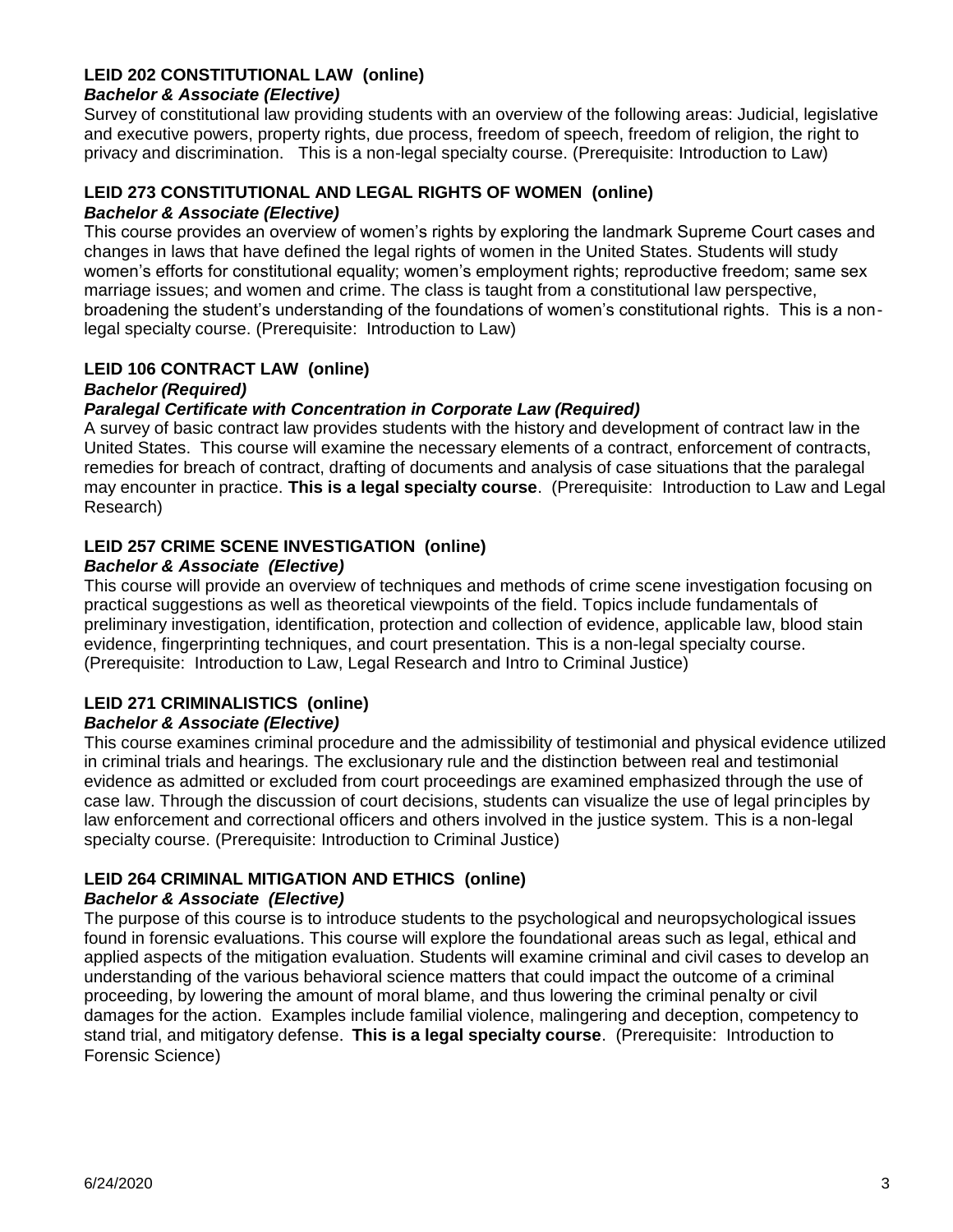### LEID 202 CONSTITUTIONAL LAW (online)

***Bachelor & Associate (Elective)***

Survey of constitutional law providing students with an overview of the following areas: Judicial, legislative and executive powers, property rights, due process, freedom of speech, freedom of religion, the right to privacy and discrimination. This is a non-legal specialty course. (Prerequisite: Introduction to Law)

### LEID 273 CONSTITUTIONAL AND LEGAL RIGHTS OF WOMEN (online)

***Bachelor & Associate (Elective)***

This course provides an overview of women's rights by exploring the landmark Supreme Court cases and changes in laws that have defined the legal rights of women in the United States. Students will study women's efforts for constitutional equality; women's employment rights; reproductive freedom; same sex marriage issues; and women and crime. The class is taught from a constitutional law perspective, broadening the student's understanding of the foundations of women's constitutional rights. This is a non-legal specialty course. (Prerequisite: Introduction to Law)

### LEID 106 CONTRACT LAW (online)

***Bachelor (Required)***

***Paralegal Certificate with Concentration in Corporate Law (Required)***

A survey of basic contract law provides students with the history and development of contract law in the United States. This course will examine the necessary elements of a contract, enforcement of contracts, remedies for breach of contract, drafting of documents and analysis of case situations that the paralegal may encounter in practice. **This is a legal specialty course**. (Prerequisite: Introduction to Law and Legal Research)

### LEID 257 CRIME SCENE INVESTIGATION (online)

***Bachelor & Associate (Elective)***

This course will provide an overview of techniques and methods of crime scene investigation focusing on practical suggestions as well as theoretical viewpoints of the field. Topics include fundamentals of preliminary investigation, identification, protection and collection of evidence, applicable law, blood stain evidence, fingerprinting techniques, and court presentation. This is a non-legal specialty course. (Prerequisite: Introduction to Law, Legal Research and Intro to Criminal Justice)

### LEID 271 CRIMINALISTICS (online)

***Bachelor & Associate (Elective)***

This course examines criminal procedure and the admissibility of testimonial and physical evidence utilized in criminal trials and hearings. The exclusionary rule and the distinction between real and testimonial evidence as admitted or excluded from court proceedings are examined emphasized through the use of case law. Through the discussion of court decisions, students can visualize the use of legal principles by law enforcement and correctional officers and others involved in the justice system. This is a non-legal specialty course. (Prerequisite: Introduction to Criminal Justice)

### LEID 264 CRIMINAL MITIGATION AND ETHICS (online)

***Bachelor & Associate (Elective)***

The purpose of this course is to introduce students to the psychological and neuropsychological issues found in forensic evaluations. This course will explore the foundational areas such as legal, ethical and applied aspects of the mitigation evaluation. Students will examine criminal and civil cases to develop an understanding of the various behavioral science matters that could impact the outcome of a criminal proceeding, by lowering the amount of moral blame, and thus lowering the criminal penalty or civil damages for the action. Examples include familial violence, malingering and deception, competency to stand trial, and mitigatory defense. **This is a legal specialty course**. (Prerequisite: Introduction to Forensic Science)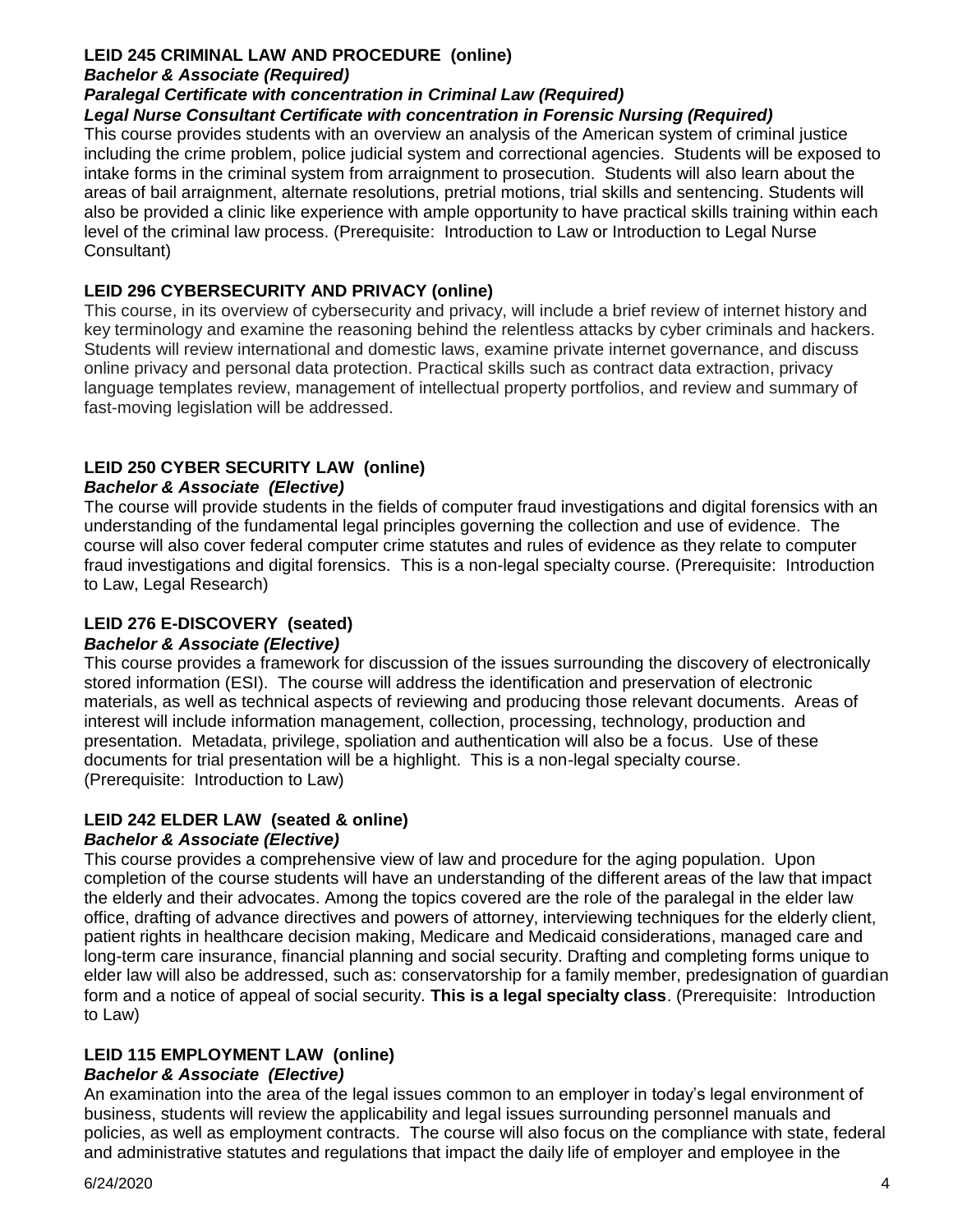### LEID 245 CRIMINAL LAW AND PROCEDURE (online)

***Bachelor & Associate (Required)***
***Paralegal Certificate with concentration in Criminal Law (Required)***
***Legal Nurse Consultant Certificate with concentration in Forensic Nursing (Required)***

This course provides students with an overview an analysis of the American system of criminal justice including the crime problem, police judicial system and correctional agencies. Students will be exposed to intake forms in the criminal system from arraignment to prosecution. Students will also learn about the areas of bail arraignment, alternate resolutions, pretrial motions, trial skills and sentencing. Students will also be provided a clinic like experience with ample opportunity to have practical skills training within each level of the criminal law process. (Prerequisite: Introduction to Law or Introduction to Legal Nurse Consultant)

### LEID 296 CYBERSECURITY AND PRIVACY (online)

This course, in its overview of cybersecurity and privacy, will include a brief review of internet history and key terminology and examine the reasoning behind the relentless attacks by cyber criminals and hackers. Students will review international and domestic laws, examine private internet governance, and discuss online privacy and personal data protection. Practical skills such as contract data extraction, privacy language templates review, management of intellectual property portfolios, and review and summary of fast-moving legislation will be addressed.

### LEID 250 CYBER SECURITY LAW (online)

***Bachelor & Associate (Elective)***

The course will provide students in the fields of computer fraud investigations and digital forensics with an understanding of the fundamental legal principles governing the collection and use of evidence. The course will also cover federal computer crime statutes and rules of evidence as they relate to computer fraud investigations and digital forensics. This is a non-legal specialty course. (Prerequisite: Introduction to Law, Legal Research)

### LEID 276 E-DISCOVERY (seated)

***Bachelor & Associate (Elective)***

This course provides a framework for discussion of the issues surrounding the discovery of electronically stored information (ESI). The course will address the identification and preservation of electronic materials, as well as technical aspects of reviewing and producing those relevant documents. Areas of interest will include information management, collection, processing, technology, production and presentation. Metadata, privilege, spoliation and authentication will also be a focus. Use of these documents for trial presentation will be a highlight. This is a non-legal specialty course. (Prerequisite: Introduction to Law)

### LEID 242 ELDER LAW (seated & online)

***Bachelor & Associate (Elective)***

This course provides a comprehensive view of law and procedure for the aging population. Upon completion of the course students will have an understanding of the different areas of the law that impact the elderly and their advocates. Among the topics covered are the role of the paralegal in the elder law office, drafting of advance directives and powers of attorney, interviewing techniques for the elderly client, patient rights in healthcare decision making, Medicare and Medicaid considerations, managed care and long-term care insurance, financial planning and social security. Drafting and completing forms unique to elder law will also be addressed, such as: conservatorship for a family member, predesignation of guardian form and a notice of appeal of social security. **This is a legal specialty class**. (Prerequisite: Introduction to Law)

### LEID 115 EMPLOYMENT LAW (online)

***Bachelor & Associate (Elective)***

An examination into the area of the legal issues common to an employer in today's legal environment of business, students will review the applicability and legal issues surrounding personnel manuals and policies, as well as employment contracts. The course will also focus on the compliance with state, federal and administrative statutes and regulations that impact the daily life of employer and employee in the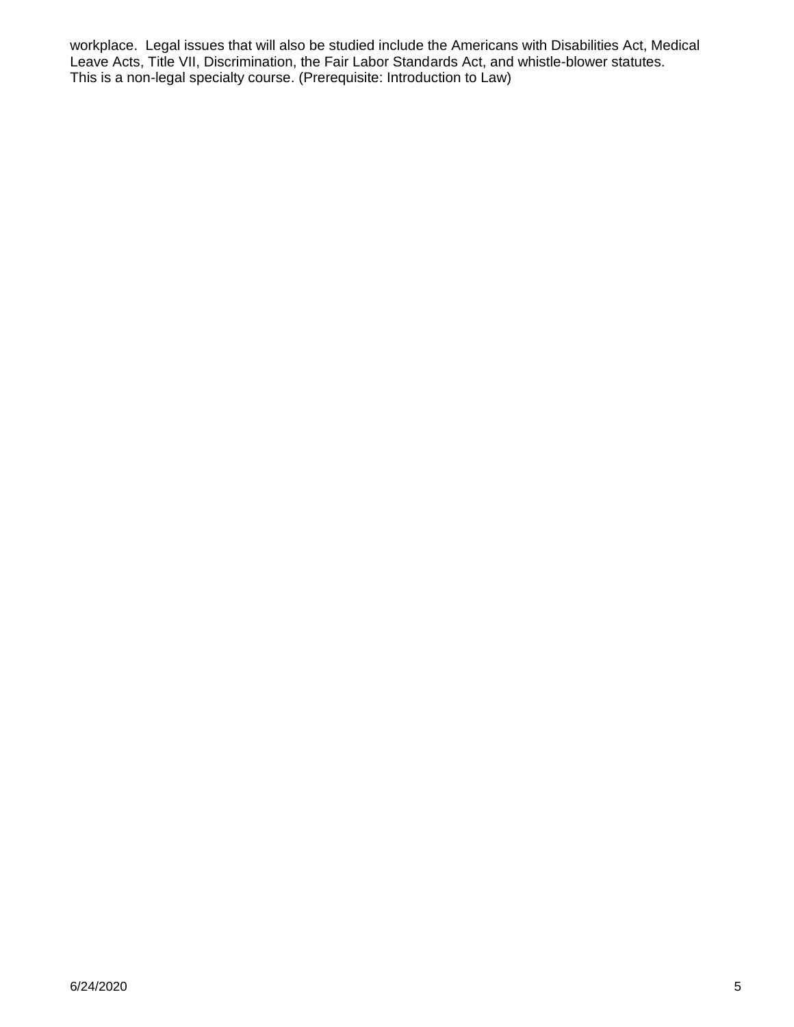workplace. Legal issues that will also be studied include the Americans with Disabilities Act, Medical Leave Acts, Title VII, Discrimination, the Fair Labor Standards Act, and whistle-blower statutes. This is a non-legal specialty course. (Prerequisite: Introduction to Law)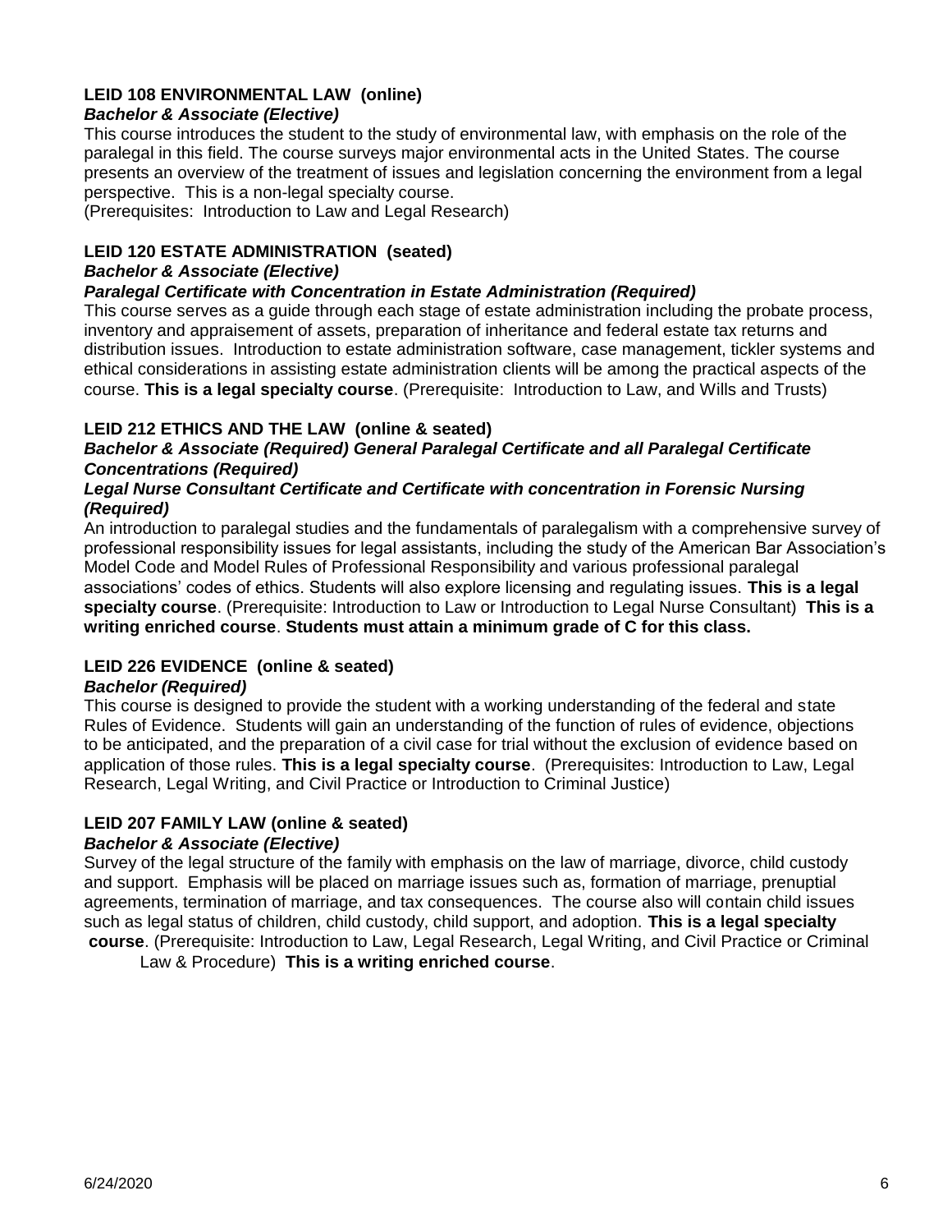### LEID 108 ENVIRONMENTAL LAW (online)

***Bachelor & Associate (Elective)***

This course introduces the student to the study of environmental law, with emphasis on the role of the paralegal in this field. The course surveys major environmental acts in the United States. The course presents an overview of the treatment of issues and legislation concerning the environment from a legal perspective. This is a non-legal specialty course.
(Prerequisites: Introduction to Law and Legal Research)

### LEID 120 ESTATE ADMINISTRATION (seated)

***Bachelor & Associate (Elective)***

***Paralegal Certificate with Concentration in Estate Administration (Required)***

This course serves as a guide through each stage of estate administration including the probate process, inventory and appraisement of assets, preparation of inheritance and federal estate tax returns and distribution issues. Introduction to estate administration software, case management, tickler systems and ethical considerations in assisting estate administration clients will be among the practical aspects of the course. **This is a legal specialty course**. (Prerequisite: Introduction to Law, and Wills and Trusts)

### LEID 212 ETHICS AND THE LAW (online & seated)

***Bachelor & Associate (Required) General Paralegal Certificate and all Paralegal Certificate Concentrations (Required)***

***Legal Nurse Consultant Certificate and Certificate with concentration in Forensic Nursing (Required)***

An introduction to paralegal studies and the fundamentals of paralegalism with a comprehensive survey of professional responsibility issues for legal assistants, including the study of the American Bar Association's Model Code and Model Rules of Professional Responsibility and various professional paralegal associations' codes of ethics. Students will also explore licensing and regulating issues. **This is a legal specialty course**. (Prerequisite: Introduction to Law or Introduction to Legal Nurse Consultant) **This is a writing enriched course**. **Students must attain a minimum grade of C for this class.**

### LEID 226 EVIDENCE (online & seated)

***Bachelor (Required)***

This course is designed to provide the student with a working understanding of the federal and state Rules of Evidence. Students will gain an understanding of the function of rules of evidence, objections to be anticipated, and the preparation of a civil case for trial without the exclusion of evidence based on application of those rules. **This is a legal specialty course**. (Prerequisites: Introduction to Law, Legal Research, Legal Writing, and Civil Practice or Introduction to Criminal Justice)

### LEID 207 FAMILY LAW (online & seated)

***Bachelor & Associate (Elective)***

Survey of the legal structure of the family with emphasis on the law of marriage, divorce, child custody and support. Emphasis will be placed on marriage issues such as, formation of marriage, prenuptial agreements, termination of marriage, and tax consequences. The course also will contain child issues such as legal status of children, child custody, child support, and adoption. **This is a legal specialty course**. (Prerequisite: Introduction to Law, Legal Research, Legal Writing, and Civil Practice or Criminal Law & Procedure) **This is a writing enriched course**.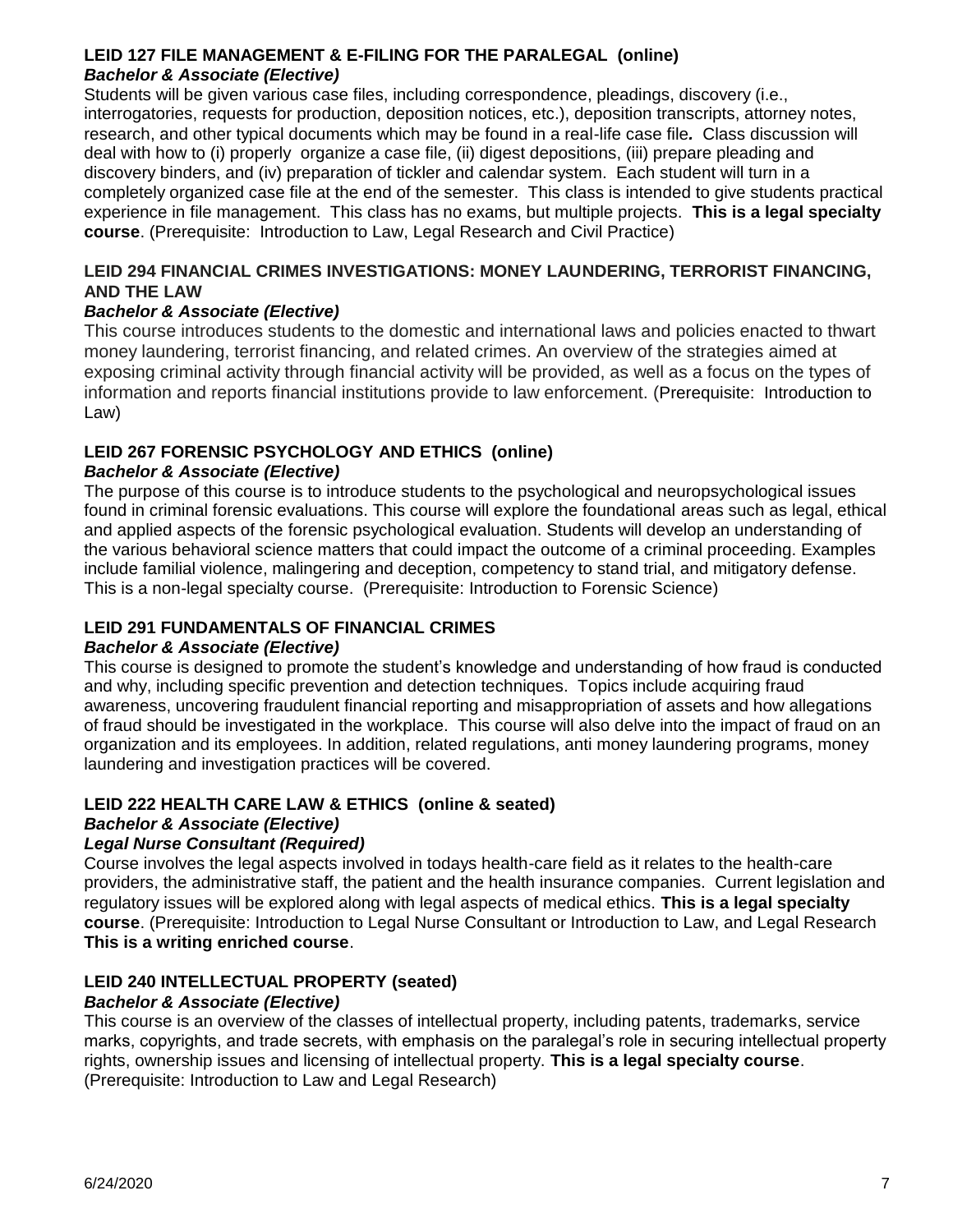### LEID 127 FILE MANAGEMENT & E-FILING FOR THE PARALEGAL (online)

***Bachelor & Associate (Elective)***

Students will be given various case files, including correspondence, pleadings, discovery (i.e., interrogatories, requests for production, deposition notices, etc.), deposition transcripts, attorney notes, research, and other typical documents which may be found in a real-life case file***.*** Class discussion will deal with how to (i) properly organize a case file, (ii) digest depositions, (iii) prepare pleading and discovery binders, and (iv) preparation of tickler and calendar system. Each student will turn in a completely organized case file at the end of the semester. This class is intended to give students practical experience in file management. This class has no exams, but multiple projects. **This is a legal specialty course**. (Prerequisite: Introduction to Law, Legal Research and Civil Practice)

### LEID 294 FINANCIAL CRIMES INVESTIGATIONS: MONEY LAUNDERING, TERRORIST FINANCING, AND THE LAW

***Bachelor & Associate (Elective)***

This course introduces students to the domestic and international laws and policies enacted to thwart money laundering, terrorist financing, and related crimes. An overview of the strategies aimed at exposing criminal activity through financial activity will be provided, as well as a focus on the types of information and reports financial institutions provide to law enforcement. (Prerequisite: Introduction to Law)

### LEID 267 FORENSIC PSYCHOLOGY AND ETHICS (online)

***Bachelor & Associate (Elective)***

The purpose of this course is to introduce students to the psychological and neuropsychological issues found in criminal forensic evaluations. This course will explore the foundational areas such as legal, ethical and applied aspects of the forensic psychological evaluation. Students will develop an understanding of the various behavioral science matters that could impact the outcome of a criminal proceeding. Examples include familial violence, malingering and deception, competency to stand trial, and mitigatory defense. This is a non-legal specialty course. (Prerequisite: Introduction to Forensic Science)

### LEID 291 FUNDAMENTALS OF FINANCIAL CRIMES

***Bachelor & Associate (Elective)***

This course is designed to promote the student's knowledge and understanding of how fraud is conducted and why, including specific prevention and detection techniques. Topics include acquiring fraud awareness, uncovering fraudulent financial reporting and misappropriation of assets and how allegations of fraud should be investigated in the workplace. This course will also delve into the impact of fraud on an organization and its employees. In addition, related regulations, anti money laundering programs, money laundering and investigation practices will be covered.

### LEID 222 HEALTH CARE LAW & ETHICS (online & seated)

***Bachelor & Associate (Elective)***

***Legal Nurse Consultant (Required)***

Course involves the legal aspects involved in todays health-care field as it relates to the health-care providers, the administrative staff, the patient and the health insurance companies. Current legislation and regulatory issues will be explored along with legal aspects of medical ethics. **This is a legal specialty course**. (Prerequisite: Introduction to Legal Nurse Consultant or Introduction to Law, and Legal Research **This is a writing enriched course**.

### LEID 240 INTELLECTUAL PROPERTY (seated)

***Bachelor & Associate (Elective)***

This course is an overview of the classes of intellectual property, including patents, trademarks, service marks, copyrights, and trade secrets, with emphasis on the paralegal's role in securing intellectual property rights, ownership issues and licensing of intellectual property. **This is a legal specialty course**. (Prerequisite: Introduction to Law and Legal Research)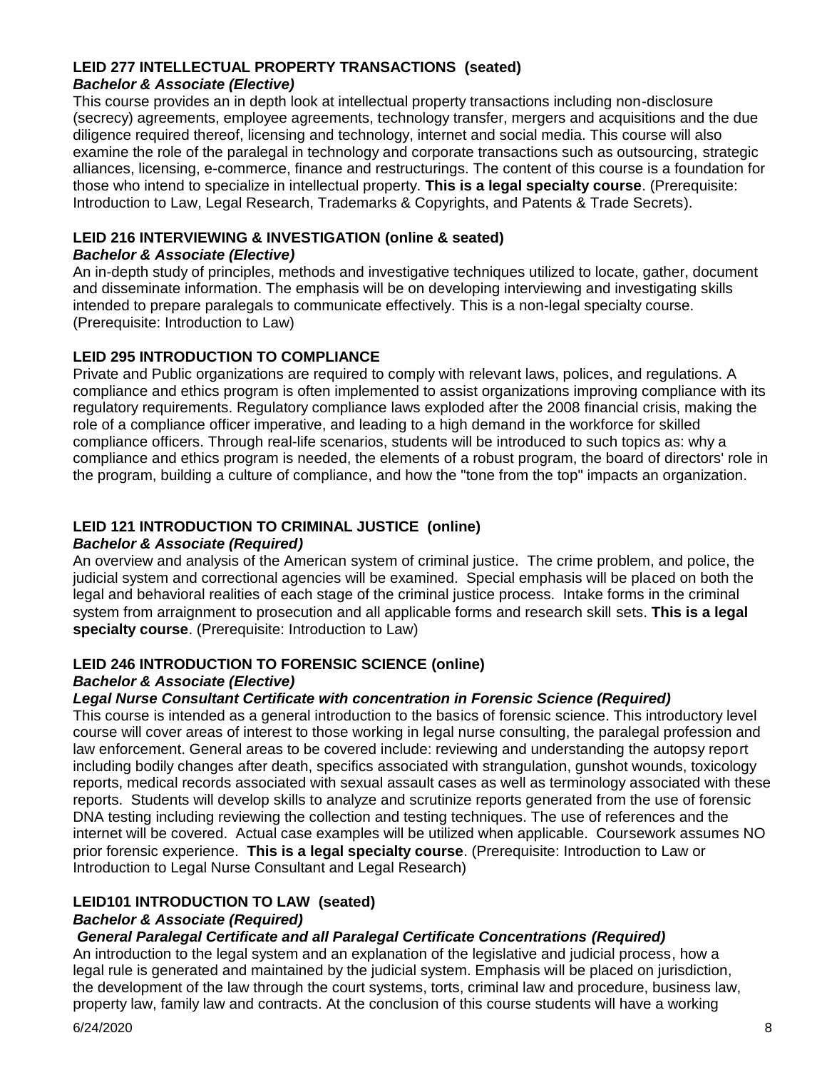### LEID 277 INTELLECTUAL PROPERTY TRANSACTIONS (seated)

***Bachelor & Associate (Elective)***

This course provides an in depth look at intellectual property transactions including non-disclosure (secrecy) agreements, employee agreements, technology transfer, mergers and acquisitions and the due diligence required thereof, licensing and technology, internet and social media. This course will also examine the role of the paralegal in technology and corporate transactions such as outsourcing, strategic alliances, licensing, e-commerce, finance and restructurings. The content of this course is a foundation for those who intend to specialize in intellectual property. **This is a legal specialty course**. (Prerequisite: Introduction to Law, Legal Research, Trademarks & Copyrights, and Patents & Trade Secrets).

### LEID 216 INTERVIEWING & INVESTIGATION (online & seated)

***Bachelor & Associate (Elective)***

An in-depth study of principles, methods and investigative techniques utilized to locate, gather, document and disseminate information. The emphasis will be on developing interviewing and investigating skills intended to prepare paralegals to communicate effectively. This is a non-legal specialty course. (Prerequisite: Introduction to Law)

### LEID 295 INTRODUCTION TO COMPLIANCE

Private and Public organizations are required to comply with relevant laws, polices, and regulations. A compliance and ethics program is often implemented to assist organizations improving compliance with its regulatory requirements. Regulatory compliance laws exploded after the 2008 financial crisis, making the role of a compliance officer imperative, and leading to a high demand in the workforce for skilled compliance officers. Through real-life scenarios, students will be introduced to such topics as: why a compliance and ethics program is needed, the elements of a robust program, the board of directors' role in the program, building a culture of compliance, and how the "tone from the top" impacts an organization.

### LEID 121 INTRODUCTION TO CRIMINAL JUSTICE (online)

***Bachelor & Associate (Required)***

An overview and analysis of the American system of criminal justice. The crime problem, and police, the judicial system and correctional agencies will be examined. Special emphasis will be placed on both the legal and behavioral realities of each stage of the criminal justice process. Intake forms in the criminal system from arraignment to prosecution and all applicable forms and research skill sets. **This is a legal specialty course**. (Prerequisite: Introduction to Law)

### LEID 246 INTRODUCTION TO FORENSIC SCIENCE (online)

***Bachelor & Associate (Elective)***

***Legal Nurse Consultant Certificate with concentration in Forensic Science (Required)***

This course is intended as a general introduction to the basics of forensic science. This introductory level course will cover areas of interest to those working in legal nurse consulting, the paralegal profession and law enforcement. General areas to be covered include: reviewing and understanding the autopsy report including bodily changes after death, specifics associated with strangulation, gunshot wounds, toxicology reports, medical records associated with sexual assault cases as well as terminology associated with these reports. Students will develop skills to analyze and scrutinize reports generated from the use of forensic DNA testing including reviewing the collection and testing techniques. The use of references and the internet will be covered. Actual case examples will be utilized when applicable. Coursework assumes NO prior forensic experience. **This is a legal specialty course**. (Prerequisite: Introduction to Law or Introduction to Legal Nurse Consultant and Legal Research)

### LEID101 INTRODUCTION TO LAW (seated)

***Bachelor & Associate (Required)***

***General Paralegal Certificate and all Paralegal Certificate Concentrations (Required)***

An introduction to the legal system and an explanation of the legislative and judicial process, how a legal rule is generated and maintained by the judicial system. Emphasis will be placed on jurisdiction, the development of the law through the court systems, torts, criminal law and procedure, business law, property law, family law and contracts. At the conclusion of this course students will have a working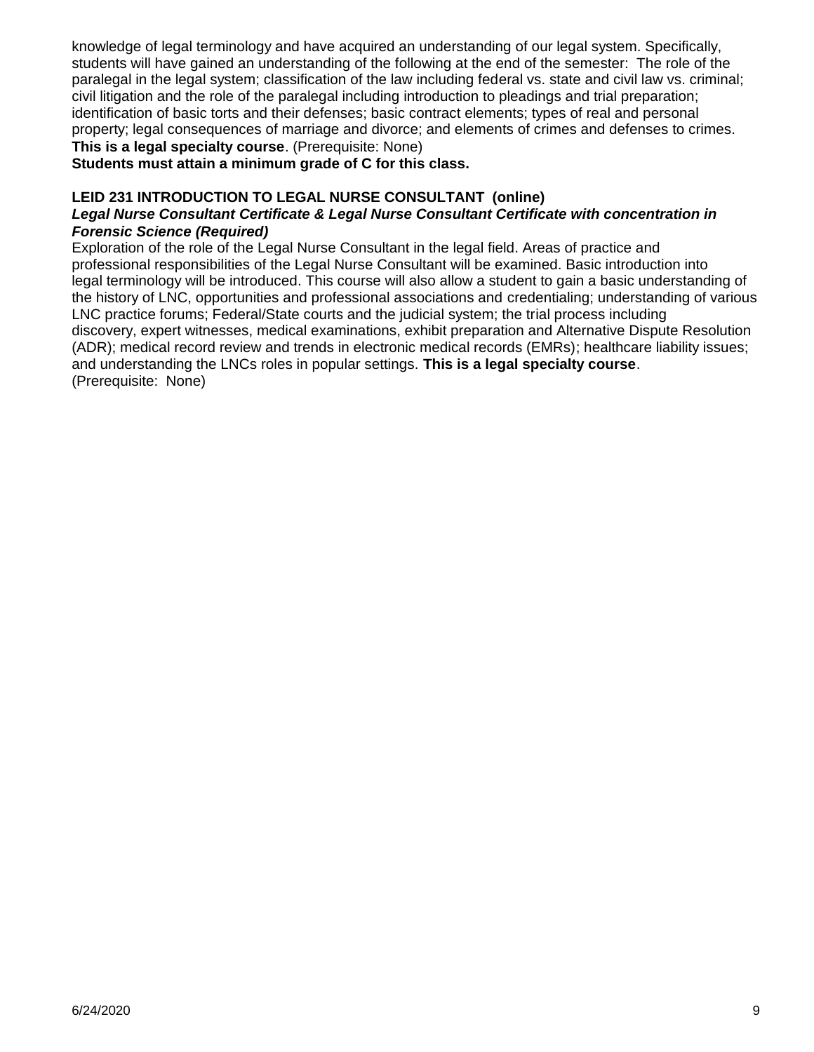knowledge of legal terminology and have acquired an understanding of our legal system. Specifically, students will have gained an understanding of the following at the end of the semester: The role of the paralegal in the legal system; classification of the law including federal vs. state and civil law vs. criminal; civil litigation and the role of the paralegal including introduction to pleadings and trial preparation; identification of basic torts and their defenses; basic contract elements; types of real and personal property; legal consequences of marriage and divorce; and elements of crimes and defenses to crimes. **This is a legal specialty course**. (Prerequisite: None)

**Students must attain a minimum grade of C for this class.**

**LEID 231 INTRODUCTION TO LEGAL NURSE CONSULTANT (online)**

***Legal Nurse Consultant Certificate & Legal Nurse Consultant Certificate with concentration in Forensic Science (Required)***

Exploration of the role of the Legal Nurse Consultant in the legal field. Areas of practice and professional responsibilities of the Legal Nurse Consultant will be examined. Basic introduction into legal terminology will be introduced. This course will also allow a student to gain a basic understanding of the history of LNC, opportunities and professional associations and credentialing; understanding of various LNC practice forums; Federal/State courts and the judicial system; the trial process including discovery, expert witnesses, medical examinations, exhibit preparation and Alternative Dispute Resolution (ADR); medical record review and trends in electronic medical records (EMRs); healthcare liability issues; and understanding the LNCs roles in popular settings. **This is a legal specialty course**. (Prerequisite: None)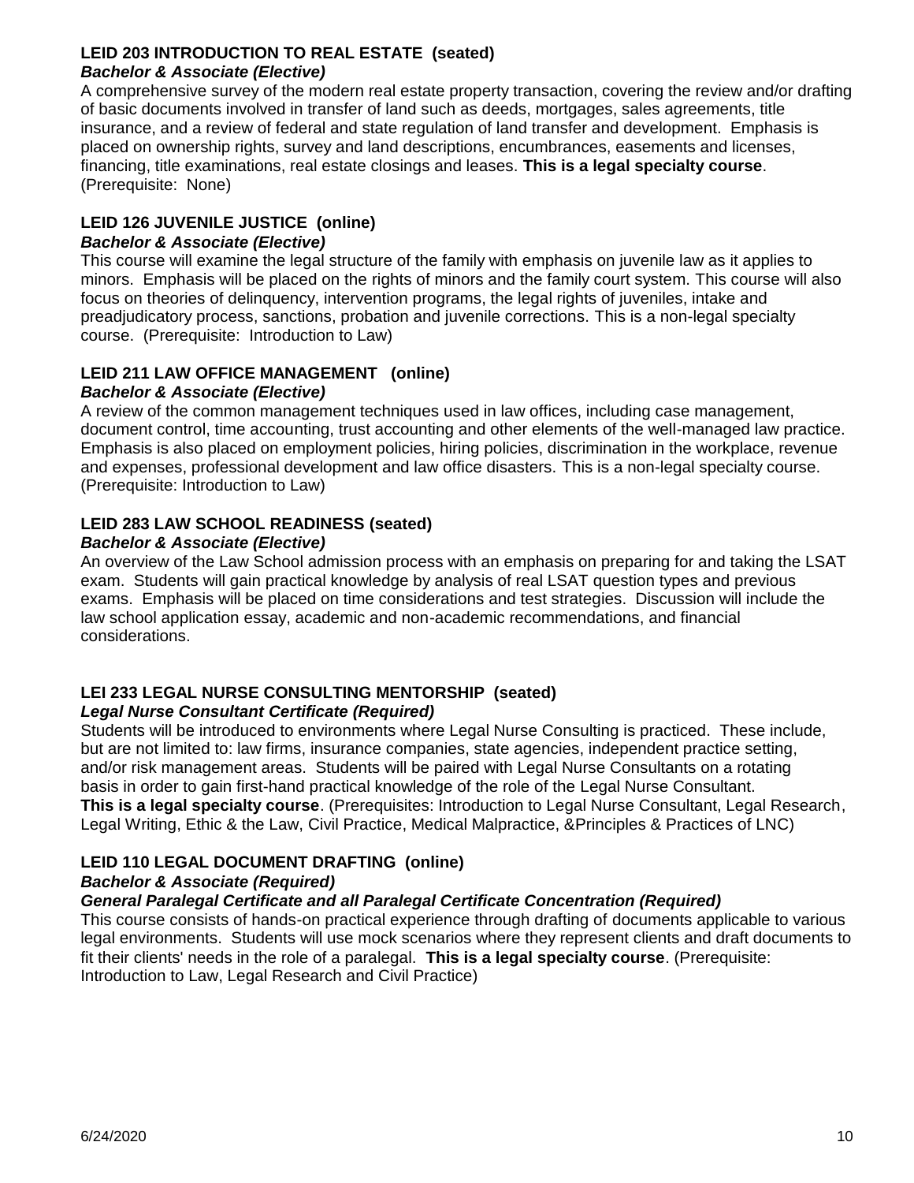### LEID 203 INTRODUCTION TO REAL ESTATE (seated)

***Bachelor & Associate (Elective)***

A comprehensive survey of the modern real estate property transaction, covering the review and/or drafting of basic documents involved in transfer of land such as deeds, mortgages, sales agreements, title insurance, and a review of federal and state regulation of land transfer and development. Emphasis is placed on ownership rights, survey and land descriptions, encumbrances, easements and licenses, financing, title examinations, real estate closings and leases. **This is a legal specialty course**. (Prerequisite: None)

### LEID 126 JUVENILE JUSTICE (online)

***Bachelor & Associate (Elective)***

This course will examine the legal structure of the family with emphasis on juvenile law as it applies to minors. Emphasis will be placed on the rights of minors and the family court system. This course will also focus on theories of delinquency, intervention programs, the legal rights of juveniles, intake and preadjudicatory process, sanctions, probation and juvenile corrections. This is a non-legal specialty course. (Prerequisite: Introduction to Law)

### LEID 211 LAW OFFICE MANAGEMENT (online)

***Bachelor & Associate (Elective)***

A review of the common management techniques used in law offices, including case management, document control, time accounting, trust accounting and other elements of the well-managed law practice. Emphasis is also placed on employment policies, hiring policies, discrimination in the workplace, revenue and expenses, professional development and law office disasters. This is a non-legal specialty course. (Prerequisite: Introduction to Law)

### LEID 283 LAW SCHOOL READINESS (seated)

***Bachelor & Associate (Elective)***

An overview of the Law School admission process with an emphasis on preparing for and taking the LSAT exam. Students will gain practical knowledge by analysis of real LSAT question types and previous exams. Emphasis will be placed on time considerations and test strategies. Discussion will include the law school application essay, academic and non-academic recommendations, and financial considerations.

### LEI 233 LEGAL NURSE CONSULTING MENTORSHIP (seated)

***Legal Nurse Consultant Certificate (Required)***

Students will be introduced to environments where Legal Nurse Consulting is practiced. These include, but are not limited to: law firms, insurance companies, state agencies, independent practice setting, and/or risk management areas. Students will be paired with Legal Nurse Consultants on a rotating basis in order to gain first-hand practical knowledge of the role of the Legal Nurse Consultant. **This is a legal specialty course**. (Prerequisites: Introduction to Legal Nurse Consultant, Legal Research, Legal Writing, Ethic & the Law, Civil Practice, Medical Malpractice, &Principles & Practices of LNC)

### LEID 110 LEGAL DOCUMENT DRAFTING (online)

***Bachelor & Associate (Required)***

***General Paralegal Certificate and all Paralegal Certificate Concentration (Required)***

This course consists of hands-on practical experience through drafting of documents applicable to various legal environments. Students will use mock scenarios where they represent clients and draft documents to fit their clients' needs in the role of a paralegal. **This is a legal specialty course**. (Prerequisite: Introduction to Law, Legal Research and Civil Practice)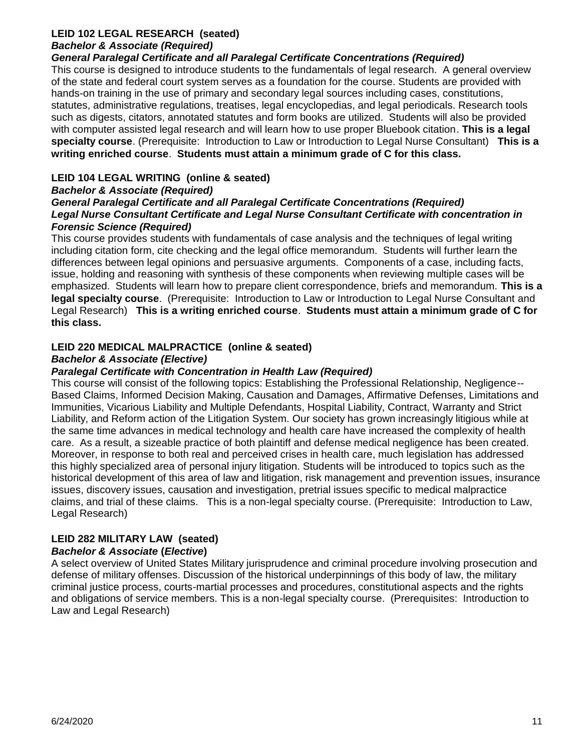**LEID 102 LEGAL RESEARCH (seated)**
***Bachelor & Associate (Required)***
***General Paralegal Certificate and all Paralegal Certificate Concentrations (Required)***
This course is designed to introduce students to the fundamentals of legal research. A general overview of the state and federal court system serves as a foundation for the course. Students are provided with hands-on training in the use of primary and secondary legal sources including cases, constitutions, statutes, administrative regulations, treatises, legal encyclopedias, and legal periodicals. Research tools such as digests, citators, annotated statutes and form books are utilized. Students will also be provided with computer assisted legal research and will learn how to use proper Bluebook citation. **This is a legal specialty course**. (Prerequisite: Introduction to Law or Introduction to Legal Nurse Consultant) **This is a writing enriched course**. **Students must attain a minimum grade of C for this class.**

**LEID 104 LEGAL WRITING (online & seated)**
***Bachelor & Associate (Required)***
***General Paralegal Certificate and all Paralegal Certificate Concentrations (Required)***
***Legal Nurse Consultant Certificate and Legal Nurse Consultant Certificate with concentration in Forensic Science (Required)***
This course provides students with fundamentals of case analysis and the techniques of legal writing including citation form, cite checking and the legal office memorandum. Students will further learn the differences between legal opinions and persuasive arguments. Components of a case, including facts, issue, holding and reasoning with synthesis of these components when reviewing multiple cases will be emphasized. Students will learn how to prepare client correspondence, briefs and memorandum. **This is a legal specialty course**. (Prerequisite: Introduction to Law or Introduction to Legal Nurse Consultant and Legal Research) **This is a writing enriched course**. **Students must attain a minimum grade of C for this class.**

**LEID 220 MEDICAL MALPRACTICE (online & seated)**
***Bachelor & Associate (Elective)***
***Paralegal Certificate with Concentration in Health Law (Required)***
This course will consist of the following topics: Establishing the Professional Relationship, Negligence--Based Claims, Informed Decision Making, Causation and Damages, Affirmative Defenses, Limitations and Immunities, Vicarious Liability and Multiple Defendants, Hospital Liability, Contract, Warranty and Strict Liability, and Reform action of the Litigation System. Our society has grown increasingly litigious while at the same time advances in medical technology and health care have increased the complexity of health care. As a result, a sizeable practice of both plaintiff and defense medical negligence has been created. Moreover, in response to both real and perceived crises in health care, much legislation has addressed this highly specialized area of personal injury litigation. Students will be introduced to topics such as the historical development of this area of law and litigation, risk management and prevention issues, insurance issues, discovery issues, causation and investigation, pretrial issues specific to medical malpractice claims, and trial of these claims. This is a non-legal specialty course. (Prerequisite: Introduction to Law, Legal Research)

**LEID 282 MILITARY LAW (seated)**
***Bachelor & Associate (Elective)***
A select overview of United States Military jurisprudence and criminal procedure involving prosecution and defense of military offenses. Discussion of the historical underpinnings of this body of law, the military criminal justice process, courts-martial processes and procedures, constitutional aspects and the rights and obligations of service members. This is a non-legal specialty course. (Prerequisites: Introduction to Law and Legal Research)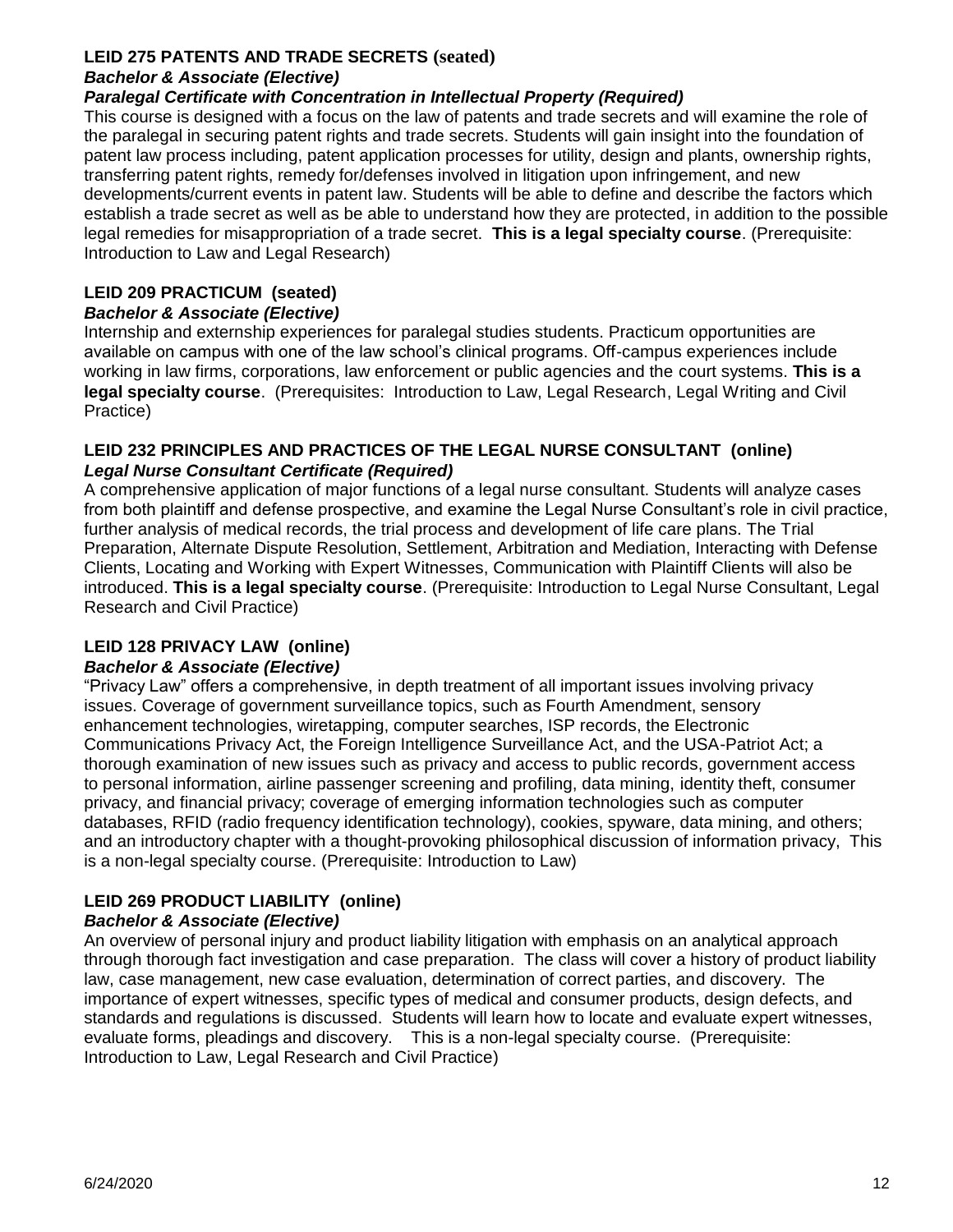### LEID 275 PATENTS AND TRADE SECRETS (seated)

***Bachelor & Associate (Elective)***

***Paralegal Certificate with Concentration in Intellectual Property (Required)***

This course is designed with a focus on the law of patents and trade secrets and will examine the role of the paralegal in securing patent rights and trade secrets. Students will gain insight into the foundation of patent law process including, patent application processes for utility, design and plants, ownership rights, transferring patent rights, remedy for/defenses involved in litigation upon infringement, and new developments/current events in patent law. Students will be able to define and describe the factors which establish a trade secret as well as be able to understand how they are protected, in addition to the possible legal remedies for misappropriation of a trade secret. **This is a legal specialty course**. (Prerequisite: Introduction to Law and Legal Research)

### LEID 209 PRACTICUM (seated)

***Bachelor & Associate (Elective)***

Internship and externship experiences for paralegal studies students. Practicum opportunities are available on campus with one of the law school's clinical programs. Off-campus experiences include working in law firms, corporations, law enforcement or public agencies and the court systems. **This is a legal specialty course**. (Prerequisites: Introduction to Law, Legal Research, Legal Writing and Civil Practice)

### LEID 232 PRINCIPLES AND PRACTICES OF THE LEGAL NURSE CONSULTANT (online)

***Legal Nurse Consultant Certificate (Required)***

A comprehensive application of major functions of a legal nurse consultant. Students will analyze cases from both plaintiff and defense prospective, and examine the Legal Nurse Consultant's role in civil practice, further analysis of medical records, the trial process and development of life care plans. The Trial Preparation, Alternate Dispute Resolution, Settlement, Arbitration and Mediation, Interacting with Defense Clients, Locating and Working with Expert Witnesses, Communication with Plaintiff Clients will also be introduced. **This is a legal specialty course**. (Prerequisite: Introduction to Legal Nurse Consultant, Legal Research and Civil Practice)

### LEID 128 PRIVACY LAW (online)

***Bachelor & Associate (Elective)***

"Privacy Law" offers a comprehensive, in depth treatment of all important issues involving privacy issues. Coverage of government surveillance topics, such as Fourth Amendment, sensory enhancement technologies, wiretapping, computer searches, ISP records, the Electronic Communications Privacy Act, the Foreign Intelligence Surveillance Act, and the USA-Patriot Act; a thorough examination of new issues such as privacy and access to public records, government access to personal information, airline passenger screening and profiling, data mining, identity theft, consumer privacy, and financial privacy; coverage of emerging information technologies such as computer databases, RFID (radio frequency identification technology), cookies, spyware, data mining, and others; and an introductory chapter with a thought-provoking philosophical discussion of information privacy, This is a non-legal specialty course. (Prerequisite: Introduction to Law)

### LEID 269 PRODUCT LIABILITY (online)

***Bachelor & Associate (Elective)***

An overview of personal injury and product liability litigation with emphasis on an analytical approach through thorough fact investigation and case preparation. The class will cover a history of product liability law, case management, new case evaluation, determination of correct parties, and discovery. The importance of expert witnesses, specific types of medical and consumer products, design defects, and standards and regulations is discussed. Students will learn how to locate and evaluate expert witnesses, evaluate forms, pleadings and discovery. This is a non-legal specialty course. (Prerequisite: Introduction to Law, Legal Research and Civil Practice)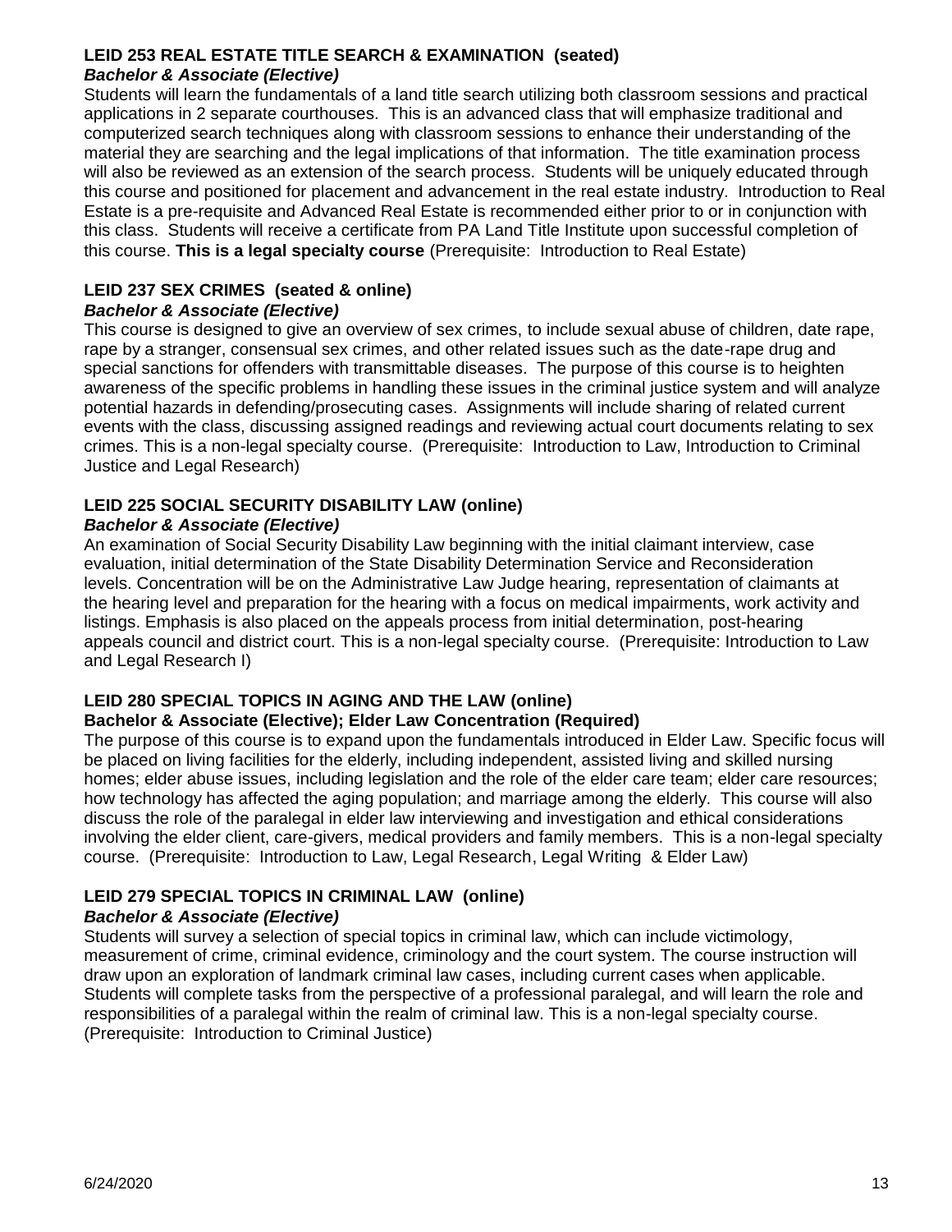### LEID 253 REAL ESTATE TITLE SEARCH & EXAMINATION (seated)

***Bachelor & Associate (Elective)***

Students will learn the fundamentals of a land title search utilizing both classroom sessions and practical applications in 2 separate courthouses. This is an advanced class that will emphasize traditional and computerized search techniques along with classroom sessions to enhance their understanding of the material they are searching and the legal implications of that information. The title examination process will also be reviewed as an extension of the search process. Students will be uniquely educated through this course and positioned for placement and advancement in the real estate industry. Introduction to Real Estate is a pre-requisite and Advanced Real Estate is recommended either prior to or in conjunction with this class. Students will receive a certificate from PA Land Title Institute upon successful completion of this course. **This is a legal specialty course** (Prerequisite: Introduction to Real Estate)

### LEID 237 SEX CRIMES (seated & online)

***Bachelor & Associate (Elective)***

This course is designed to give an overview of sex crimes, to include sexual abuse of children, date rape, rape by a stranger, consensual sex crimes, and other related issues such as the date-rape drug and special sanctions for offenders with transmittable diseases. The purpose of this course is to heighten awareness of the specific problems in handling these issues in the criminal justice system and will analyze potential hazards in defending/prosecuting cases. Assignments will include sharing of related current events with the class, discussing assigned readings and reviewing actual court documents relating to sex crimes. This is a non-legal specialty course. (Prerequisite: Introduction to Law, Introduction to Criminal Justice and Legal Research)

### LEID 225 SOCIAL SECURITY DISABILITY LAW (online)

***Bachelor & Associate (Elective)***

An examination of Social Security Disability Law beginning with the initial claimant interview, case evaluation, initial determination of the State Disability Determination Service and Reconsideration levels. Concentration will be on the Administrative Law Judge hearing, representation of claimants at the hearing level and preparation for the hearing with a focus on medical impairments, work activity and listings. Emphasis is also placed on the appeals process from initial determination, post-hearing appeals council and district court. This is a non-legal specialty course. (Prerequisite: Introduction to Law and Legal Research I)

### LEID 280 SPECIAL TOPICS IN AGING AND THE LAW (online)

**Bachelor & Associate (Elective); Elder Law Concentration (Required)**

The purpose of this course is to expand upon the fundamentals introduced in Elder Law. Specific focus will be placed on living facilities for the elderly, including independent, assisted living and skilled nursing homes; elder abuse issues, including legislation and the role of the elder care team; elder care resources; how technology has affected the aging population; and marriage among the elderly. This course will also discuss the role of the paralegal in elder law interviewing and investigation and ethical considerations involving the elder client, care-givers, medical providers and family members. This is a non-legal specialty course. (Prerequisite: Introduction to Law, Legal Research, Legal Writing & Elder Law)

### LEID 279 SPECIAL TOPICS IN CRIMINAL LAW (online)

***Bachelor & Associate (Elective)***

Students will survey a selection of special topics in criminal law, which can include victimology, measurement of crime, criminal evidence, criminology and the court system. The course instruction will draw upon an exploration of landmark criminal law cases, including current cases when applicable. Students will complete tasks from the perspective of a professional paralegal, and will learn the role and responsibilities of a paralegal within the realm of criminal law. This is a non-legal specialty course. (Prerequisite: Introduction to Criminal Justice)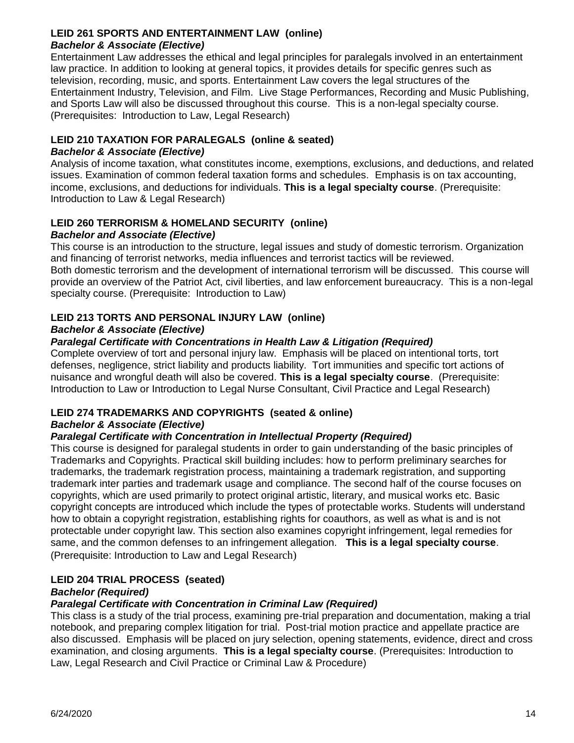### LEID 261 SPORTS AND ENTERTAINMENT LAW (online)
***Bachelor & Associate (Elective)***

Entertainment Law addresses the ethical and legal principles for paralegals involved in an entertainment law practice. In addition to looking at general topics, it provides details for specific genres such as television, recording, music, and sports. Entertainment Law covers the legal structures of the Entertainment Industry, Television, and Film. Live Stage Performances, Recording and Music Publishing, and Sports Law will also be discussed throughout this course. This is a non-legal specialty course. (Prerequisites: Introduction to Law, Legal Research)

### LEID 210 TAXATION FOR PARALEGALS (online & seated)
***Bachelor & Associate (Elective)***

Analysis of income taxation, what constitutes income, exemptions, exclusions, and deductions, and related issues. Examination of common federal taxation forms and schedules. Emphasis is on tax accounting, income, exclusions, and deductions for individuals. **This is a legal specialty course**. (Prerequisite: Introduction to Law & Legal Research)

### LEID 260 TERRORISM & HOMELAND SECURITY (online)
***Bachelor and Associate (Elective)***

This course is an introduction to the structure, legal issues and study of domestic terrorism. Organization and financing of terrorist networks, media influences and terrorist tactics will be reviewed.
Both domestic terrorism and the development of international terrorism will be discussed. This course will provide an overview of the Patriot Act, civil liberties, and law enforcement bureaucracy. This is a non-legal specialty course. (Prerequisite: Introduction to Law)

### LEID 213 TORTS AND PERSONAL INJURY LAW (online)
***Bachelor & Associate (Elective)***
***Paralegal Certificate with Concentrations in Health Law & Litigation (Required)***

Complete overview of tort and personal injury law. Emphasis will be placed on intentional torts, tort defenses, negligence, strict liability and products liability. Tort immunities and specific tort actions of nuisance and wrongful death will also be covered. **This is a legal specialty course**. (Prerequisite: Introduction to Law or Introduction to Legal Nurse Consultant, Civil Practice and Legal Research)

### LEID 274 TRADEMARKS AND COPYRIGHTS (seated & online)
***Bachelor & Associate (Elective)***
***Paralegal Certificate with Concentration in Intellectual Property (Required)***

This course is designed for paralegal students in order to gain understanding of the basic principles of Trademarks and Copyrights. Practical skill building includes: how to perform preliminary searches for trademarks, the trademark registration process, maintaining a trademark registration, and supporting trademark inter parties and trademark usage and compliance. The second half of the course focuses on copyrights, which are used primarily to protect original artistic, literary, and musical works etc. Basic copyright concepts are introduced which include the types of protectable works. Students will understand how to obtain a copyright registration, establishing rights for coauthors, as well as what is and is not protectable under copyright law. This section also examines copyright infringement, legal remedies for same, and the common defenses to an infringement allegation. **This is a legal specialty course**. (Prerequisite: Introduction to Law and Legal Research)

### LEID 204 TRIAL PROCESS (seated)
***Bachelor (Required)***
***Paralegal Certificate with Concentration in Criminal Law (Required)***

This class is a study of the trial process, examining pre-trial preparation and documentation, making a trial notebook, and preparing complex litigation for trial. Post-trial motion practice and appellate practice are also discussed. Emphasis will be placed on jury selection, opening statements, evidence, direct and cross examination, and closing arguments. **This is a legal specialty course**. (Prerequisites: Introduction to Law, Legal Research and Civil Practice or Criminal Law & Procedure)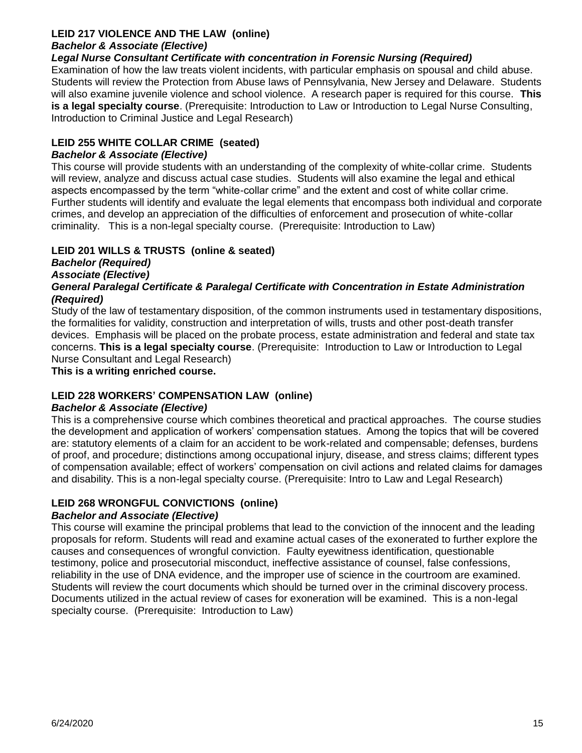### LEID 217 VIOLENCE AND THE LAW (online)

***Bachelor & Associate (Elective)***

***Legal Nurse Consultant Certificate with concentration in Forensic Nursing (Required)***

Examination of how the law treats violent incidents, with particular emphasis on spousal and child abuse. Students will review the Protection from Abuse laws of Pennsylvania, New Jersey and Delaware. Students will also examine juvenile violence and school violence. A research paper is required for this course. **This is a legal specialty course**. (Prerequisite: Introduction to Law or Introduction to Legal Nurse Consulting, Introduction to Criminal Justice and Legal Research)

### LEID 255 WHITE COLLAR CRIME (seated)

***Bachelor & Associate (Elective)***

This course will provide students with an understanding of the complexity of white-collar crime. Students will review, analyze and discuss actual case studies. Students will also examine the legal and ethical aspects encompassed by the term "white-collar crime" and the extent and cost of white collar crime. Further students will identify and evaluate the legal elements that encompass both individual and corporate crimes, and develop an appreciation of the difficulties of enforcement and prosecution of white-collar criminality. This is a non-legal specialty course. (Prerequisite: Introduction to Law)

### LEID 201 WILLS & TRUSTS (online & seated)

***Bachelor (Required)***

***Associate (Elective)***

***General Paralegal Certificate & Paralegal Certificate with Concentration in Estate Administration (Required)***

Study of the law of testamentary disposition, of the common instruments used in testamentary dispositions, the formalities for validity, construction and interpretation of wills, trusts and other post-death transfer devices. Emphasis will be placed on the probate process, estate administration and federal and state tax concerns. **This is a legal specialty course**. (Prerequisite: Introduction to Law or Introduction to Legal Nurse Consultant and Legal Research)

**This is a writing enriched course.**

### LEID 228 WORKERS' COMPENSATION LAW (online)

***Bachelor & Associate (Elective)***

This is a comprehensive course which combines theoretical and practical approaches. The course studies the development and application of workers' compensation statues. Among the topics that will be covered are: statutory elements of a claim for an accident to be work-related and compensable; defenses, burdens of proof, and procedure; distinctions among occupational injury, disease, and stress claims; different types of compensation available; effect of workers' compensation on civil actions and related claims for damages and disability. This is a non-legal specialty course. (Prerequisite: Intro to Law and Legal Research)

### LEID 268 WRONGFUL CONVICTIONS (online)

***Bachelor and Associate (Elective)***

This course will examine the principal problems that lead to the conviction of the innocent and the leading proposals for reform. Students will read and examine actual cases of the exonerated to further explore the causes and consequences of wrongful conviction. Faulty eyewitness identification, questionable testimony, police and prosecutorial misconduct, ineffective assistance of counsel, false confessions, reliability in the use of DNA evidence, and the improper use of science in the courtroom are examined. Students will review the court documents which should be turned over in the criminal discovery process. Documents utilized in the actual review of cases for exoneration will be examined. This is a non-legal specialty course. (Prerequisite: Introduction to Law)